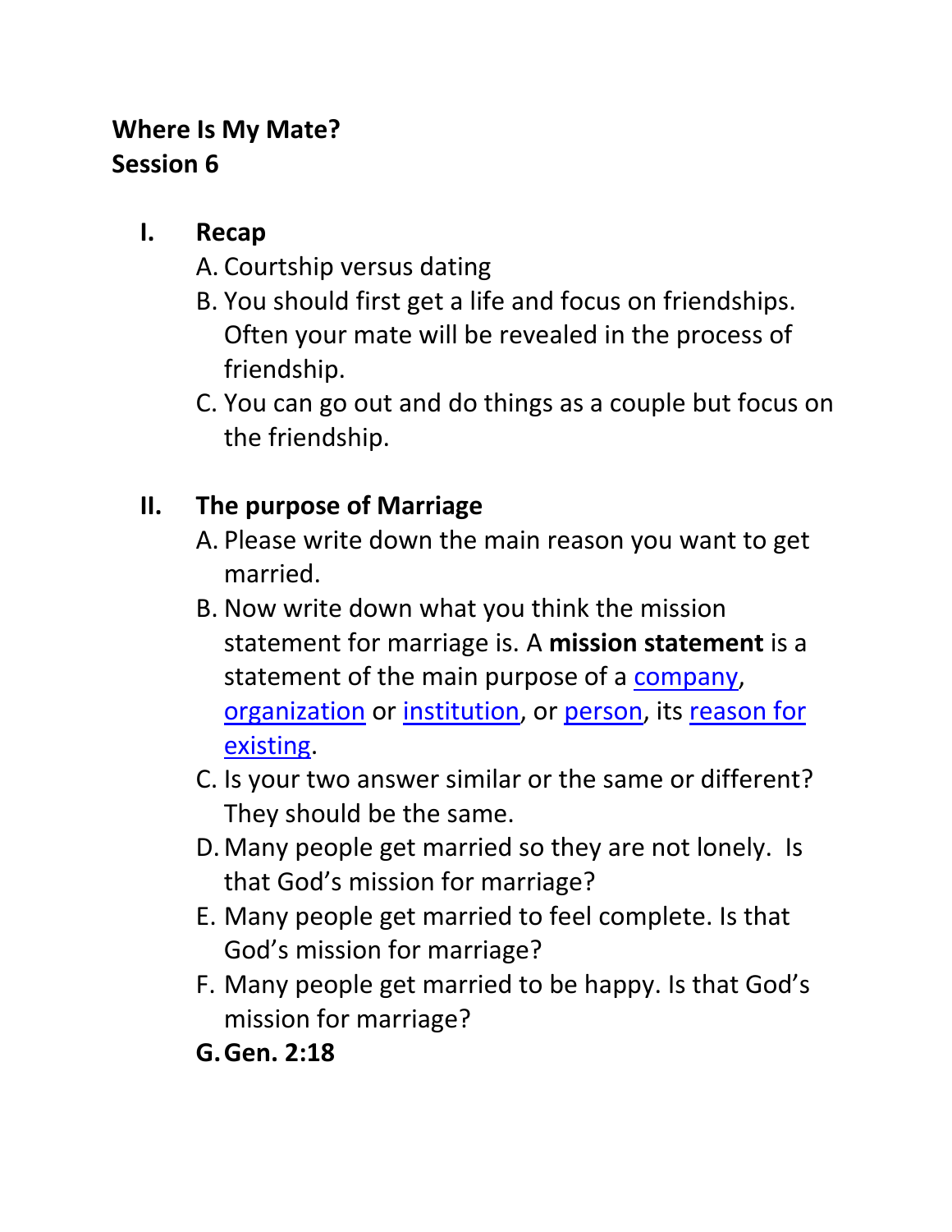**Where Is My Mate?**
**Session 6**

I. **Recap**
   A. Courtship versus dating
   B. You should first get a life and focus on friendships. Often your mate will be revealed in the process of friendship.
   C. You can go out and do things as a couple but focus on the friendship.

II. **The purpose of Marriage**
   A. Please write down the main reason you want to get married.
   B. Now write down what you think the mission statement for marriage is. A **mission statement** is a statement of the main purpose of a company, organization or institution, or person, its reason for existing.
   C. Is your two answer similar or the same or different? They should be the same.
   D. Many people get married so they are not lonely. Is that God's mission for marriage?
   E. Many people get married to feel complete. Is that God's mission for marriage?
   F. Many people get married to be happy. Is that God's mission for marriage?
   **G. Gen. 2:18**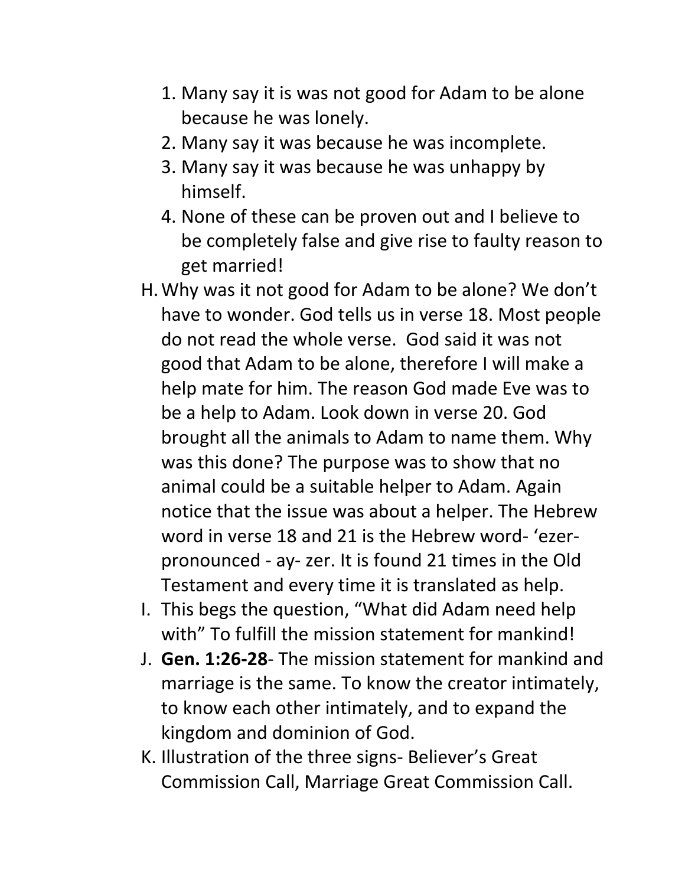1. Many say it is was not good for Adam to be alone because he was lonely.
2. Many say it was because he was incomplete.
3. Many say it was because he was unhappy by himself.
4. None of these can be proven out and I believe to be completely false and give rise to faulty reason to get married!

H. Why was it not good for Adam to be alone? We don't have to wonder. God tells us in verse 18. Most people do not read the whole verse. God said it was not good that Adam to be alone, therefore I will make a help mate for him. The reason God made Eve was to be a help to Adam. Look down in verse 20. God brought all the animals to Adam to name them. Why was this done? The purpose was to show that no animal could be a suitable helper to Adam. Again notice that the issue was about a helper. The Hebrew word in verse 18 and 21 is the Hebrew word- 'ezer- pronounced - ay- zer. It is found 21 times in the Old Testament and every time it is translated as help.

I. This begs the question, "What did Adam need help with" To fulfill the mission statement for mankind!

J. **Gen. 1:26-28**- The mission statement for mankind and marriage is the same. To know the creator intimately, to know each other intimately, and to expand the kingdom and dominion of God.

K. Illustration of the three signs- Believer's Great Commission Call, Marriage Great Commission Call.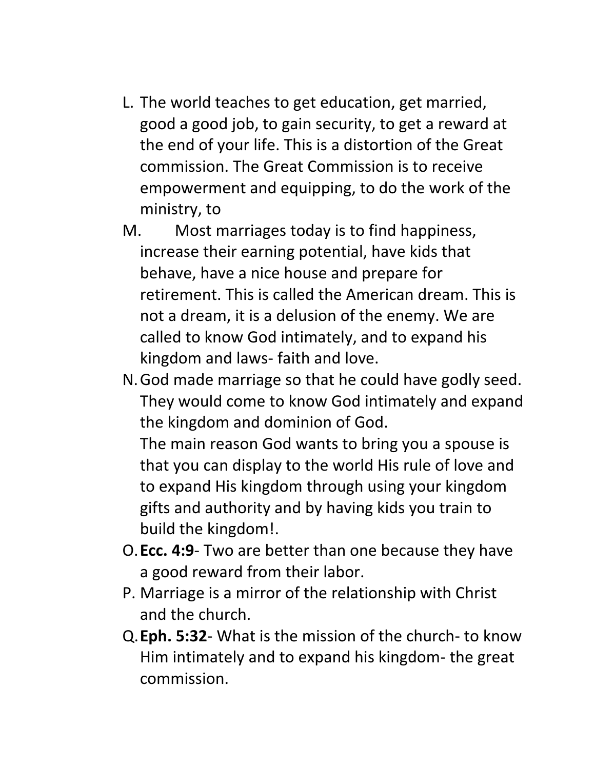L. The world teaches to get education, get married, good a good job, to gain security, to get a reward at the end of your life. This is a distortion of the Great commission. The Great Commission is to receive empowerment and equipping, to do the work of the ministry, to

M. Most marriages today is to find happiness, increase their earning potential, have kids that behave, have a nice house and prepare for retirement. This is called the American dream. This is not a dream, it is a delusion of the enemy. We are called to know God intimately, and to expand his kingdom and laws- faith and love.

N. God made marriage so that he could have godly seed. They would come to know God intimately and expand the kingdom and dominion of God.
The main reason God wants to bring you a spouse is that you can display to the world His rule of love and to expand His kingdom through using your kingdom gifts and authority and by having kids you train to build the kingdom!.

O. **Ecc. 4:9**- Two are better than one because they have a good reward from their labor.

P. Marriage is a mirror of the relationship with Christ and the church.

Q. **Eph. 5:32**- What is the mission of the church- to know Him intimately and to expand his kingdom- the great commission.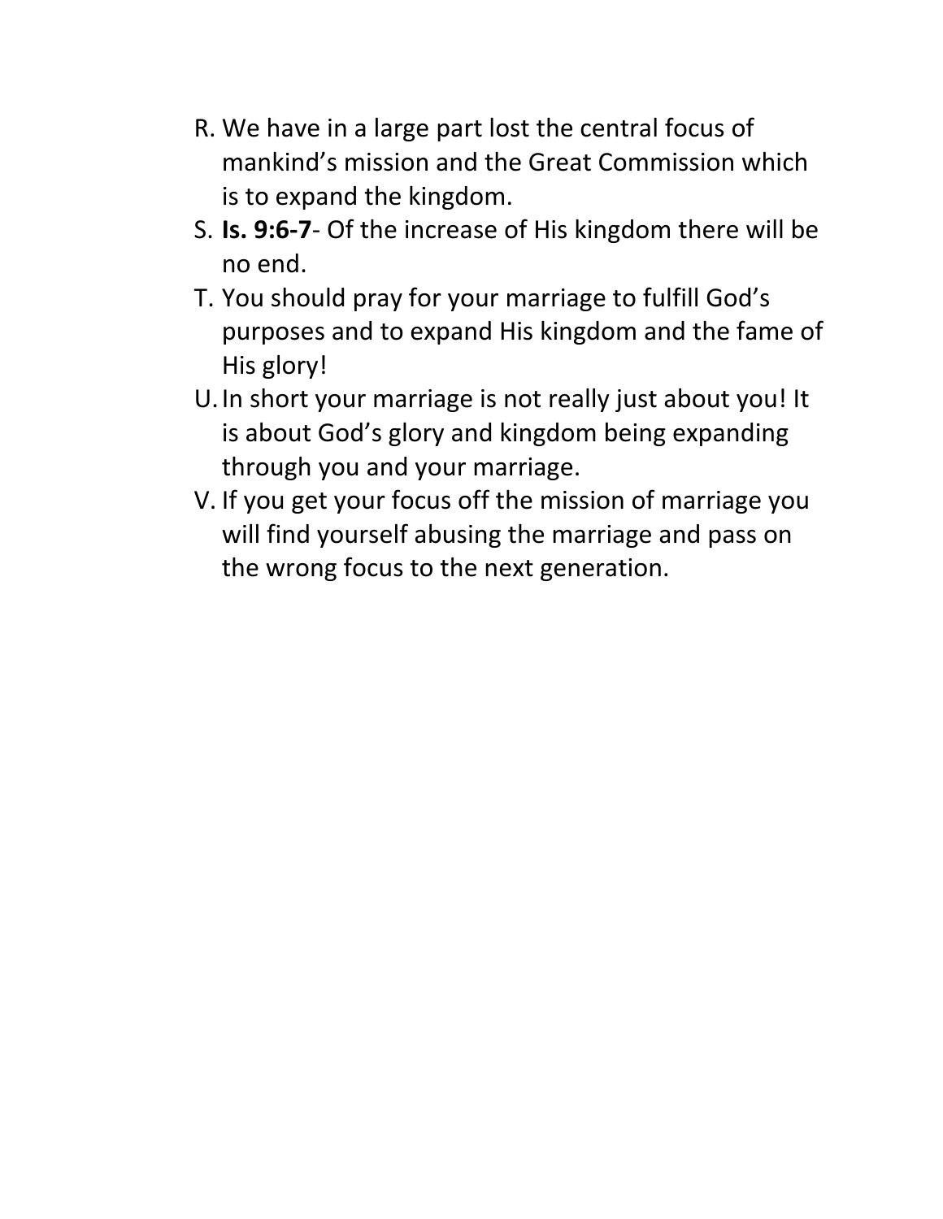R. We have in a large part lost the central focus of mankind's mission and the Great Commission which is to expand the kingdom.

S. **Is. 9:6-7**- Of the increase of His kingdom there will be no end.

T. You should pray for your marriage to fulfill God's purposes and to expand His kingdom and the fame of His glory!

U. In short your marriage is not really just about you! It is about God's glory and kingdom being expanding through you and your marriage.

V. If you get your focus off the mission of marriage you will find yourself abusing the marriage and pass on the wrong focus to the next generation.